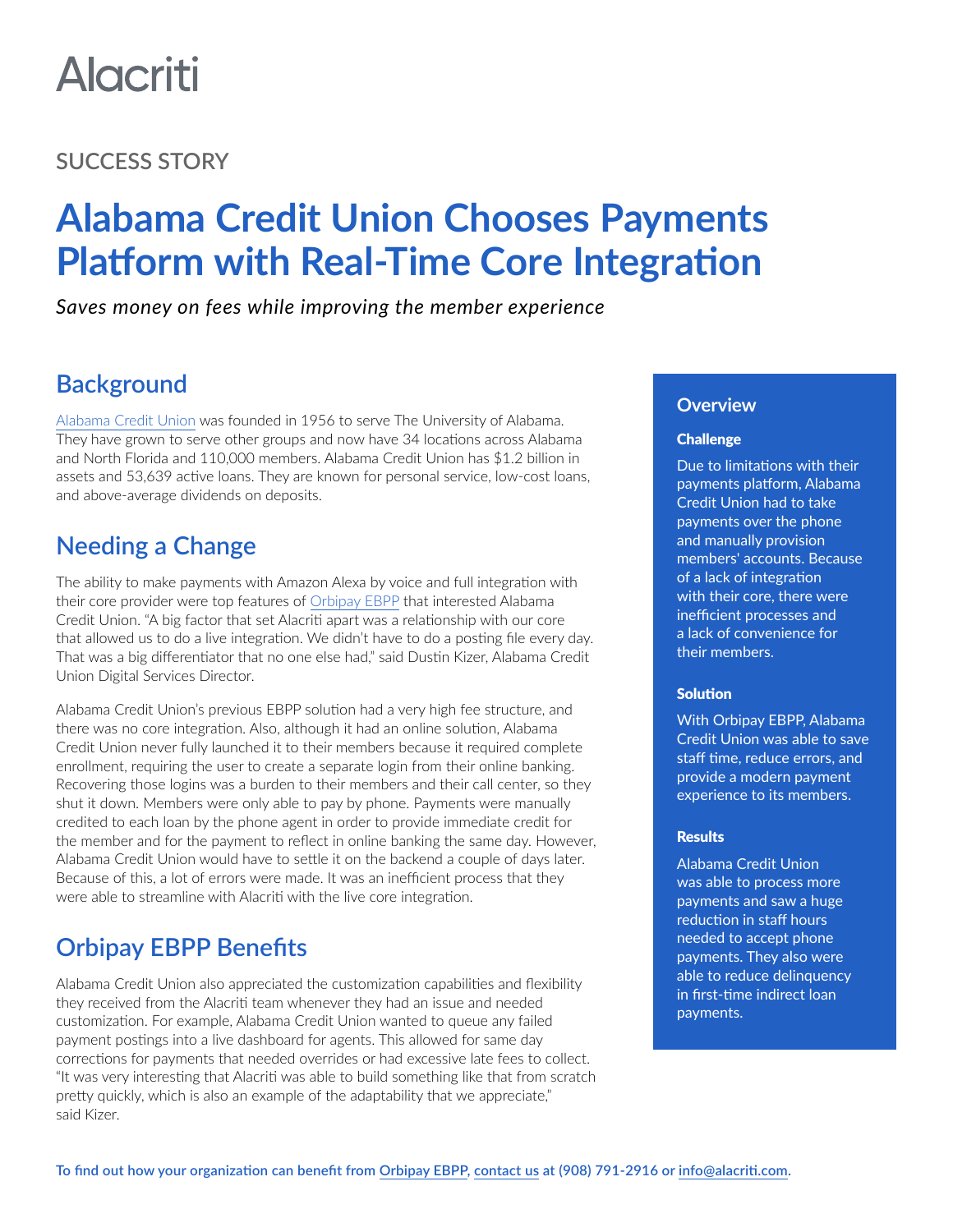Alacriti

SUCCESS STORY

# Alabama Credit Union Chooses Payments Platform with Real-Time Core Integration

*Saves money on fees while improving the member experience*

## Background

Alabama Credit Union was founded in 1956 to serve The University of Alabama. They have grown to serve other groups and now have 34 locations across Alabama and North Florida and 110,000 members. Alabama Credit Union has $1.2 billion in assets and 53,639 active loans. They are known for personal service, low-cost loans, and above-average dividends on deposits.

## Needing a Change

The ability to make payments with Amazon Alexa by voice and full integration with their core provider were top features of Orbipay EBPP that interested Alabama Credit Union. "A big factor that set Alacriti apart was a relationship with our core that allowed us to do a live integration. We didn't have to do a posting file every day. That was a big differentiator that no one else had," said Dustin Kizer, Alabama Credit Union Digital Services Director.

Alabama Credit Union's previous EBPP solution had a very high fee structure, and there was no core integration. Also, although it had an online solution, Alabama Credit Union never fully launched it to their members because it required complete enrollment, requiring the user to create a separate login from their online banking. Recovering those logins was a burden to their members and their call center, so they shut it down. Members were only able to pay by phone. Payments were manually credited to each loan by the phone agent in order to provide immediate credit for the member and for the payment to reflect in online banking the same day. However, Alabama Credit Union would have to settle it on the backend a couple of days later. Because of this, a lot of errors were made. It was an inefficient process that they were able to streamline with Alacriti with the live core integration.

## Orbipay EBPP Benefits

Alabama Credit Union also appreciated the customization capabilities and flexibility they received from the Alacriti team whenever they had an issue and needed customization. For example, Alabama Credit Union wanted to queue any failed payment postings into a live dashboard for agents. This allowed for same day corrections for payments that needed overrides or had excessive late fees to collect. "It was very interesting that Alacriti was able to build something like that from scratch pretty quickly, which is also an example of the adaptability that we appreciate," said Kizer.

## Overview

### Challenge

Due to limitations with their payments platform, Alabama Credit Union had to take payments over the phone and manually provision members' accounts. Because of a lack of integration with their core, there were inefficient processes and a lack of convenience for their members.

### Solution

With Orbipay EBPP, Alabama Credit Union was able to save staff time, reduce errors, and provide a modern payment experience to its members.

### Results

Alabama Credit Union was able to process more payments and saw a huge reduction in staff hours needed to accept phone payments. They also were able to reduce delinquency in first-time indirect loan payments.

**To find out how your organization can benefit from Orbipay EBPP, contact us at (908) 791-2916 or info@alacriti.com.**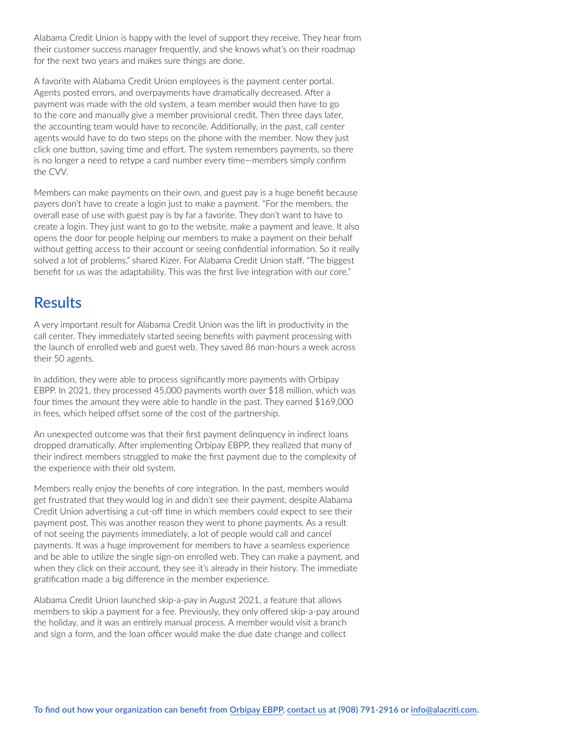Alabama Credit Union is happy with the level of support they receive. They hear from their customer success manager frequently, and she knows what's on their roadmap for the next two years and makes sure things are done.

A favorite with Alabama Credit Union employees is the payment center portal. Agents posted errors, and overpayments have dramatically decreased. After a payment was made with the old system, a team member would then have to go to the core and manually give a member provisional credit. Then three days later, the accounting team would have to reconcile. Additionally, in the past, call center agents would have to do two steps on the phone with the member. Now they just click one button, saving time and effort. The system remembers payments, so there is no longer a need to retype a card number every time—members simply confirm the CVV.

Members can make payments on their own, and guest pay is a huge benefit because payers don't have to create a login just to make a payment. "For the members, the overall ease of use with guest pay is by far a favorite. They don't want to have to create a login. They just want to go to the website, make a payment and leave. It also opens the door for people helping our members to make a payment on their behalf without getting access to their account or seeing confidential information. So it really solved a lot of problems," shared Kizer. For Alabama Credit Union staff, "The biggest benefit for us was the adaptability. This was the first live integration with our core."

## Results

A very important result for Alabama Credit Union was the lift in productivity in the call center. They immediately started seeing benefits with payment processing with the launch of enrolled web and guest web. They saved 86 man-hours a week across their 50 agents.

In addition, they were able to process significantly more payments with Orbipay EBPP. In 2021, they processed 45,000 payments worth over $18 million, which was four times the amount they were able to handle in the past. They earned $169,000 in fees, which helped offset some of the cost of the partnership.

An unexpected outcome was that their first payment delinquency in indirect loans dropped dramatically. After implementing Orbipay EBPP, they realized that many of their indirect members struggled to make the first payment due to the complexity of the experience with their old system.

Members really enjoy the benefits of core integration. In the past, members would get frustrated that they would log in and didn't see their payment, despite Alabama Credit Union advertising a cut-off time in which members could expect to see their payment post. This was another reason they went to phone payments. As a result of not seeing the payments immediately, a lot of people would call and cancel payments. It was a huge improvement for members to have a seamless experience and be able to utilize the single sign-on enrolled web. They can make a payment, and when they click on their account, they see it's already in their history. The immediate gratification made a big difference in the member experience.

Alabama Credit Union launched skip-a-pay in August 2021, a feature that allows members to skip a payment for a fee. Previously, they only offered skip-a-pay around the holiday, and it was an entirely manual process. A member would visit a branch and sign a form, and the loan officer would make the due date change and collect

**To find out how your organization can benefit from Orbipay EBPP, contact us at (908) 791-2916 or info@alacriti.com.**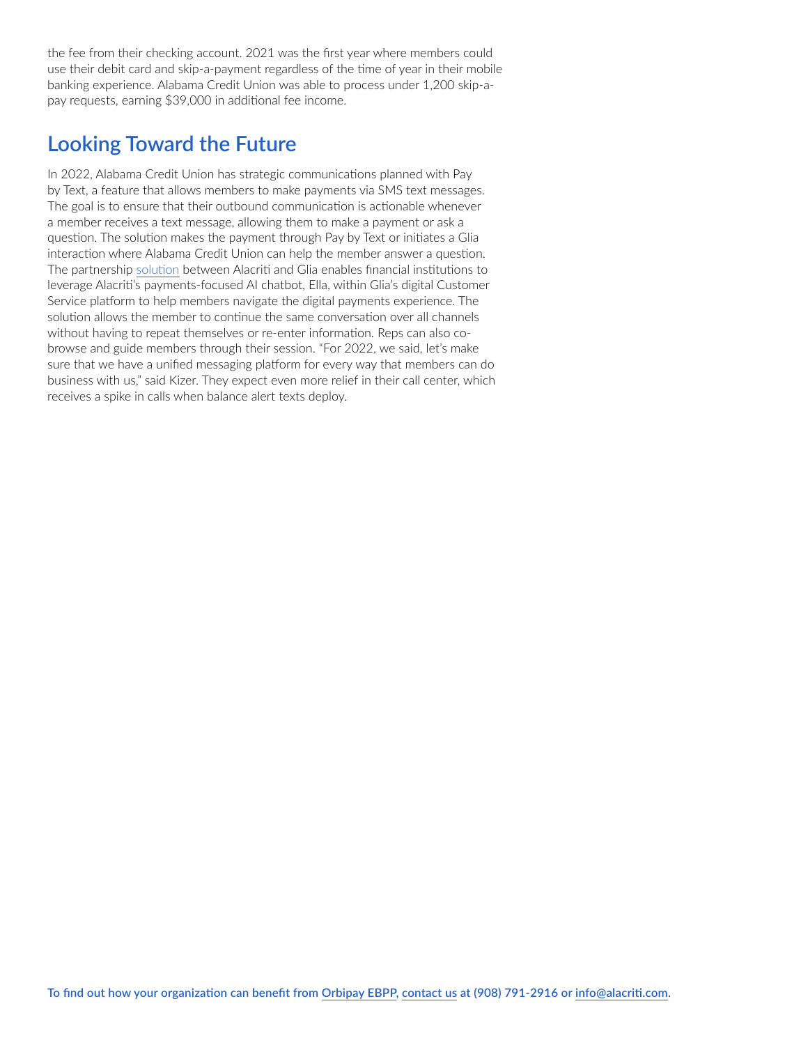the fee from their checking account. 2021 was the first year where members could use their debit card and skip-a-payment regardless of the time of year in their mobile banking experience. Alabama Credit Union was able to process under 1,200 skip-a-pay requests, earning $39,000 in additional fee income.

## Looking Toward the Future

In 2022, Alabama Credit Union has strategic communications planned with Pay by Text, a feature that allows members to make payments via SMS text messages. The goal is to ensure that their outbound communication is actionable whenever a member receives a text message, allowing them to make a payment or ask a question. The solution makes the payment through Pay by Text or initiates a Glia interaction where Alabama Credit Union can help the member answer a question. The partnership solution between Alacriti and Glia enables financial institutions to leverage Alacriti's payments-focused AI chatbot, Ella, within Glia's digital Customer Service platform to help members navigate the digital payments experience. The solution allows the member to continue the same conversation over all channels without having to repeat themselves or re-enter information. Reps can also co-browse and guide members through their session. "For 2022, we said, let's make sure that we have a unified messaging platform for every way that members can do business with us," said Kizer. They expect even more relief in their call center, which receives a spike in calls when balance alert texts deploy.

**To find out how your organization can benefit from Orbipay EBPP, contact us at (908) 791-2916 or info@alacriti.com.**